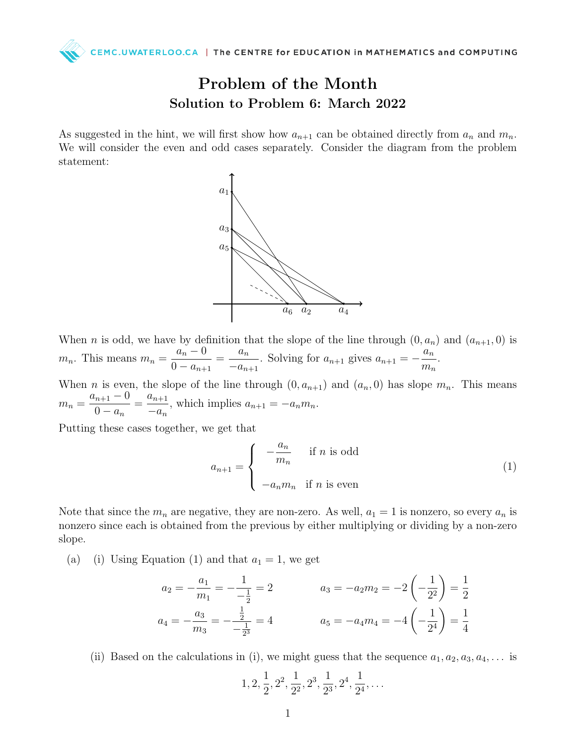# Problem of the Month

## Solution to Problem 6: March 2022

As suggested in the hint, we will first show how $a_{n+1}$ can be obtained directly from $a_n$ and $m_n$. We will consider the even and odd cases separately. Consider the diagram from the problem statement:

When $n$ is odd, we have by definition that the slope of the line through $(0, a_n)$ and $(a_{n+1}, 0)$ is $m_n$. This means $m_n = \dfrac{a_n - 0}{0 - a_{n+1}} = \dfrac{a_n}{-a_{n+1}}$. Solving for $a_{n+1}$ gives $a_{n+1} = -\dfrac{a_n}{m_n}$.

When $n$ is even, the slope of the line through $(0, a_{n+1})$ and $(a_n, 0)$ has slope $m_n$. This means $m_n = \dfrac{a_{n+1} - 0}{0 - a_n} = \dfrac{a_{n+1}}{-a_n}$, which implies $a_{n+1} = -a_n m_n$.

Putting these cases together, we get that

$$a_{n+1} = \begin{cases} -\dfrac{a_n}{m_n} & \text{if } n \text{ is odd} \\ -a_n m_n & \text{if } n \text{ is even} \end{cases} \tag{1}$$

Note that since the $m_n$ are negative, they are non-zero. As well, $a_1 = 1$ is nonzero, so every $a_n$ is nonzero since each is obtained from the previous by either multiplying or dividing by a non-zero slope.

(a) (i) Using Equation (1) and that $a_1 = 1$, we get

$$a_2 = -\frac{a_1}{m_1} = -\frac{1}{-\frac{1}{2}} = 2 \qquad a_3 = -a_2 m_2 = -2\left(-\frac{1}{2^2}\right) = \frac{1}{2}$$

$$a_4 = -\frac{a_3}{m_3} = -\frac{\frac{1}{2}}{-\frac{1}{2^3}} = 4 \qquad a_5 = -a_4 m_4 = -4\left(-\frac{1}{2^4}\right) = \frac{1}{4}$$

(ii) Based on the calculations in (i), we might guess that the sequence $a_1, a_2, a_3, a_4, \ldots$ is

$$1, 2, \frac{1}{2}, 2^2, \frac{1}{2^2}, 2^3, \frac{1}{2^3}, 2^4, \frac{1}{2^4}, \ldots$$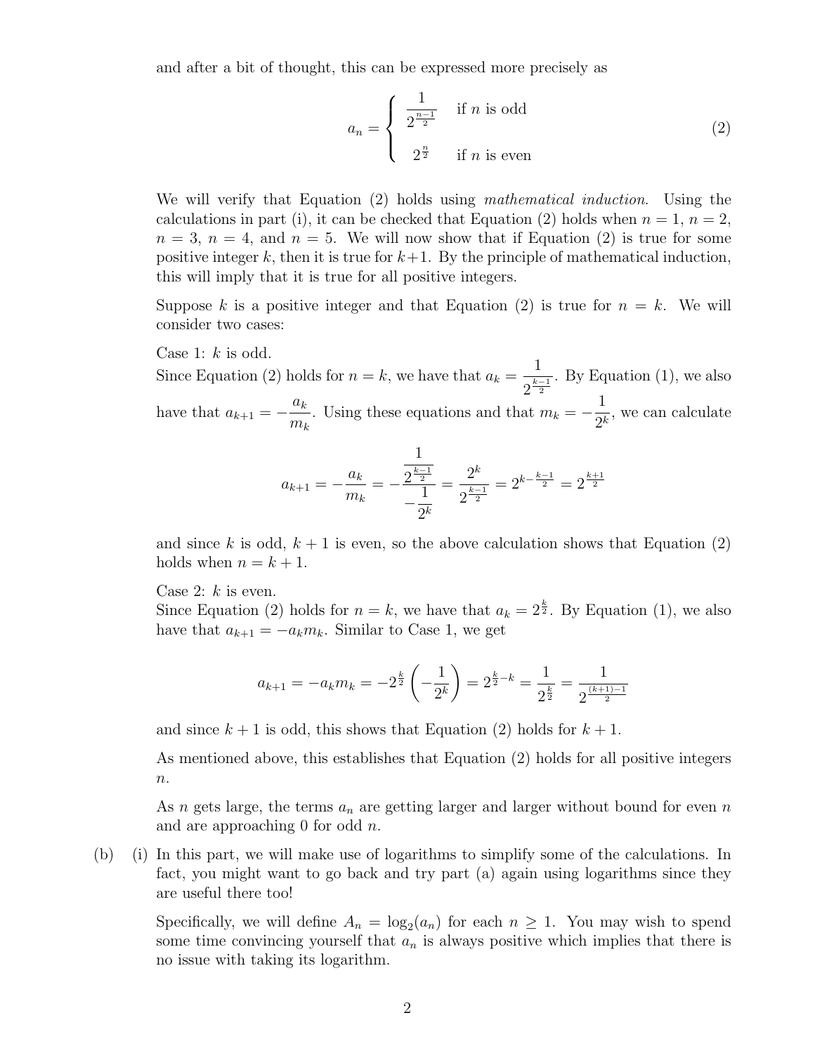and after a bit of thought, this can be expressed more precisely as

$$a_n = \begin{cases} \dfrac{1}{2^{\frac{n-1}{2}}} & \text{if } n \text{ is odd} \\ \\ 2^{\frac{n}{2}} & \text{if } n \text{ is even} \end{cases} \tag{2}$$

We will verify that Equation (2) holds using *mathematical induction*. Using the calculations in part (i), it can be checked that Equation (2) holds when $n = 1$, $n = 2$, $n = 3$, $n = 4$, and $n = 5$. We will now show that if Equation (2) is true for some positive integer $k$, then it is true for $k+1$. By the principle of mathematical induction, this will imply that it is true for all positive integers.

Suppose $k$ is a positive integer and that Equation (2) is true for $n = k$. We will consider two cases:

Case 1: $k$ is odd.
Since Equation (2) holds for $n = k$, we have that $a_k = \dfrac{1}{2^{\frac{k-1}{2}}}$. By Equation (1), we also have that $a_{k+1} = -\dfrac{a_k}{m_k}$. Using these equations and that $m_k = -\dfrac{1}{2^k}$, we can calculate

$$a_{k+1} = -\frac{a_k}{m_k} = -\frac{\dfrac{1}{2^{\frac{k-1}{2}}}}{-\dfrac{1}{2^k}} = \frac{2^k}{2^{\frac{k-1}{2}}} = 2^{k-\frac{k-1}{2}} = 2^{\frac{k+1}{2}}$$

and since $k$ is odd, $k+1$ is even, so the above calculation shows that Equation (2) holds when $n = k+1$.

Case 2: $k$ is even.
Since Equation (2) holds for $n = k$, we have that $a_k = 2^{\frac{k}{2}}$. By Equation (1), we also have that $a_{k+1} = -a_k m_k$. Similar to Case 1, we get

$$a_{k+1} = -a_k m_k = -2^{\frac{k}{2}}\left(-\frac{1}{2^k}\right) = 2^{\frac{k}{2}-k} = \frac{1}{2^{\frac{k}{2}}} = \frac{1}{2^{\frac{(k+1)-1}{2}}}$$

and since $k+1$ is odd, this shows that Equation (2) holds for $k+1$.

As mentioned above, this establishes that Equation (2) holds for all positive integers $n$.

As $n$ gets large, the terms $a_n$ are getting larger and larger without bound for even $n$ and are approaching 0 for odd $n$.

(b) (i) In this part, we will make use of logarithms to simplify some of the calculations. In fact, you might want to go back and try part (a) again using logarithms since they are useful there too!

Specifically, we will define $A_n = \log_2(a_n)$ for each $n \geq 1$. You may wish to spend some time convincing yourself that $a_n$ is always positive which implies that there is no issue with taking its logarithm.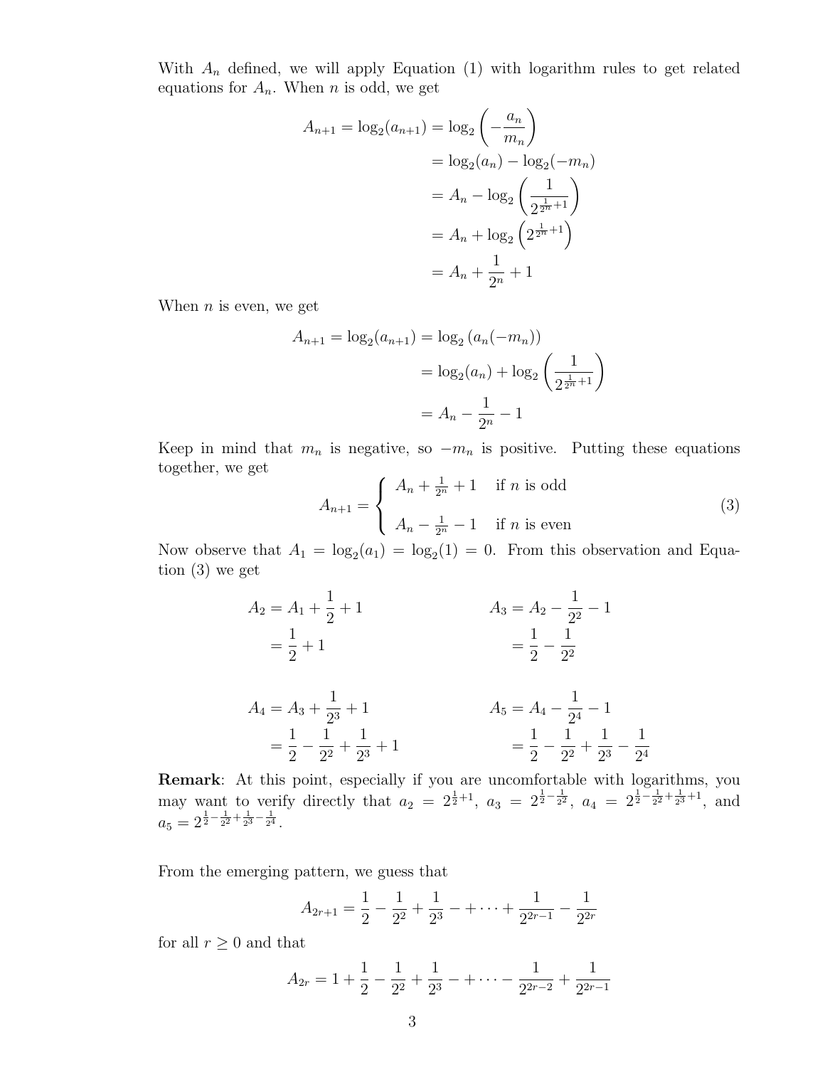With $A_n$ defined, we will apply Equation (1) with logarithm rules to get related equations for $A_n$. When $n$ is odd, we get

$$
\begin{aligned}
A_{n+1} = \log_2(a_{n+1}) &= \log_2\left(-\frac{a_n}{m_n}\right) \\
&= \log_2(a_n) - \log_2(-m_n) \\
&= A_n - \log_2\left(\frac{1}{2^{\frac{1}{2^n}+1}}\right) \\
&= A_n + \log_2\left(2^{\frac{1}{2^n}+1}\right) \\
&= A_n + \frac{1}{2^n} + 1
\end{aligned}
$$

When $n$ is even, we get

$$
\begin{aligned}
A_{n+1} = \log_2(a_{n+1}) &= \log_2\left(a_n(-m_n)\right) \\
&= \log_2(a_n) + \log_2\left(\frac{1}{2^{\frac{1}{2^n}+1}}\right) \\
&= A_n - \frac{1}{2^n} - 1
\end{aligned}
$$

Keep in mind that $m_n$ is negative, so $-m_n$ is positive. Putting these equations together, we get

$$
A_{n+1} = \begin{cases} A_n + \frac{1}{2^n} + 1 & \text{if } n \text{ is odd} \\ \\ A_n - \frac{1}{2^n} - 1 & \text{if } n \text{ is even} \end{cases} \tag{3}
$$

Now observe that $A_1 = \log_2(a_1) = \log_2(1) = 0$. From this observation and Equation (3) we get

$$
\begin{aligned}
A_2 &= A_1 + \frac{1}{2} + 1 \\
&= \frac{1}{2} + 1
\end{aligned}
\qquad\qquad
\begin{aligned}
A_3 &= A_2 - \frac{1}{2^2} - 1 \\
&= \frac{1}{2} - \frac{1}{2^2}
\end{aligned}
$$

$$
\begin{aligned}
A_4 &= A_3 + \frac{1}{2^3} + 1 \\
&= \frac{1}{2} - \frac{1}{2^2} + \frac{1}{2^3} + 1
\end{aligned}
\qquad\qquad
\begin{aligned}
A_5 &= A_4 - \frac{1}{2^4} - 1 \\
&= \frac{1}{2} - \frac{1}{2^2} + \frac{1}{2^3} - \frac{1}{2^4}
\end{aligned}
$$

**Remark**: At this point, especially if you are uncomfortable with logarithms, you may want to verify directly that $a_2 = 2^{\frac{1}{2}+1}$, $a_3 = 2^{\frac{1}{2}-\frac{1}{2^2}}$, $a_4 = 2^{\frac{1}{2}-\frac{1}{2^2}+\frac{1}{2^3}+1}$, and $a_5 = 2^{\frac{1}{2}-\frac{1}{2^2}+\frac{1}{2^3}-\frac{1}{2^4}}$.

From the emerging pattern, we guess that

$$
A_{2r+1} = \frac{1}{2} - \frac{1}{2^2} + \frac{1}{2^3} - + \cdots + \frac{1}{2^{2r-1}} - \frac{1}{2^{2r}}
$$

for all $r \geq 0$ and that

$$
A_{2r} = 1 + \frac{1}{2} - \frac{1}{2^2} + \frac{1}{2^3} - + \cdots - \frac{1}{2^{2r-2}} + \frac{1}{2^{2r-1}}
$$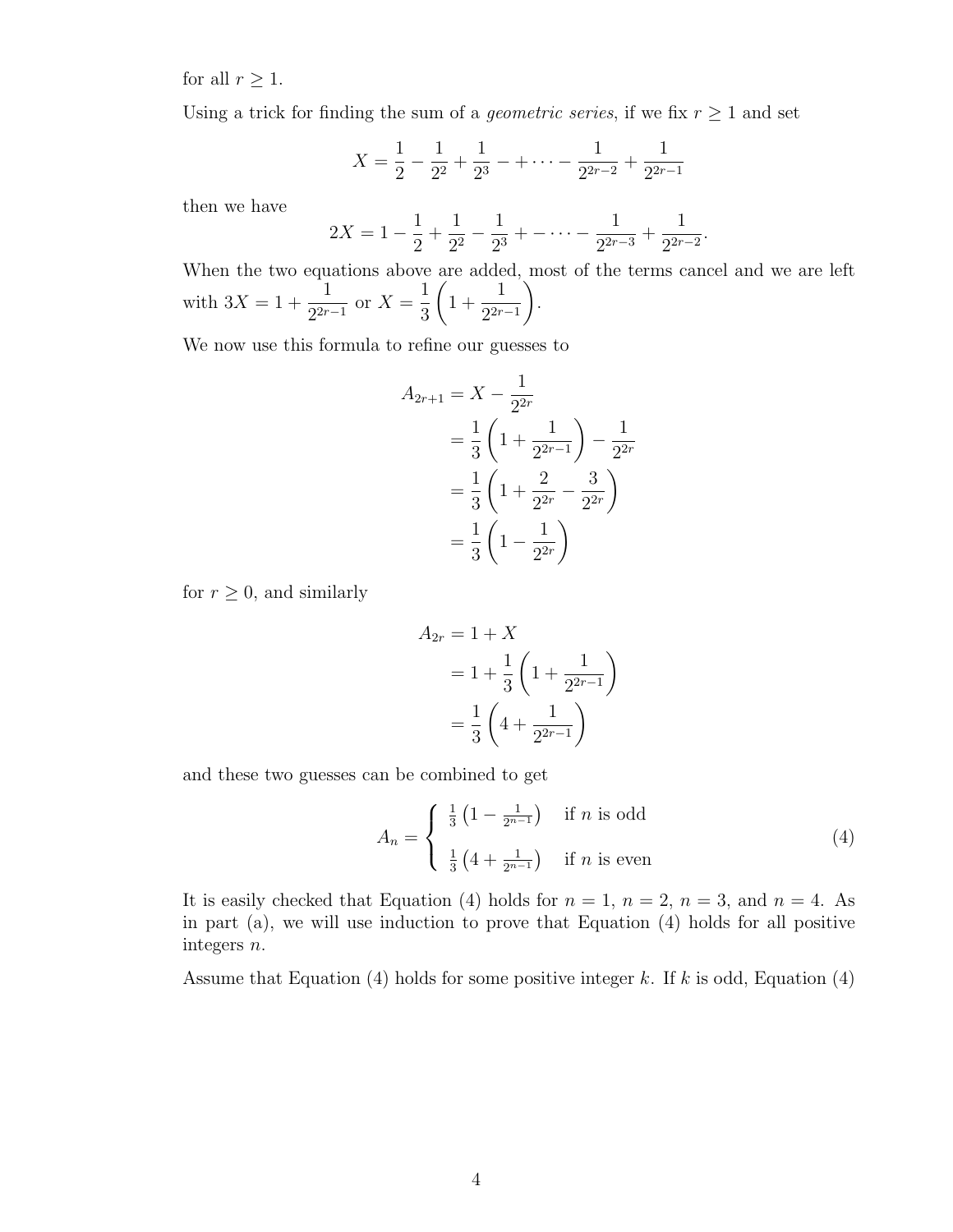for all $r \geq 1$.

Using a trick for finding the sum of a *geometric series*, if we fix $r \geq 1$ and set

$$X = \frac{1}{2} - \frac{1}{2^2} + \frac{1}{2^3} - + \cdots - \frac{1}{2^{2r-2}} + \frac{1}{2^{2r-1}}$$

then we have

$$2X = 1 - \frac{1}{2} + \frac{1}{2^2} - \frac{1}{2^3} + - \cdots - \frac{1}{2^{2r-3}} + \frac{1}{2^{2r-2}}.$$

When the two equations above are added, most of the terms cancel and we are left with $3X = 1 + \dfrac{1}{2^{2r-1}}$ or $X = \dfrac{1}{3}\left(1 + \dfrac{1}{2^{2r-1}}\right)$.

We now use this formula to refine our guesses to

$$\begin{aligned}
A_{2r+1} &= X - \frac{1}{2^{2r}} \\
&= \frac{1}{3}\left(1 + \frac{1}{2^{2r-1}}\right) - \frac{1}{2^{2r}} \\
&= \frac{1}{3}\left(1 + \frac{2}{2^{2r}} - \frac{3}{2^{2r}}\right) \\
&= \frac{1}{3}\left(1 - \frac{1}{2^{2r}}\right)
\end{aligned}$$

for $r \geq 0$, and similarly

$$\begin{aligned}
A_{2r} &= 1 + X \\
&= 1 + \frac{1}{3}\left(1 + \frac{1}{2^{2r-1}}\right) \\
&= \frac{1}{3}\left(4 + \frac{1}{2^{2r-1}}\right)
\end{aligned}$$

and these two guesses can be combined to get

$$A_n = \begin{cases} \frac{1}{3}\left(1 - \frac{1}{2^{n-1}}\right) & \text{if } n \text{ is odd} \\[2ex] \frac{1}{3}\left(4 + \frac{1}{2^{n-1}}\right) & \text{if } n \text{ is even} \end{cases} \tag{4}$$

It is easily checked that Equation (4) holds for $n = 1$, $n = 2$, $n = 3$, and $n = 4$. As in part (a), we will use induction to prove that Equation (4) holds for all positive integers $n$.

Assume that Equation (4) holds for some positive integer $k$. If $k$ is odd, Equation (4)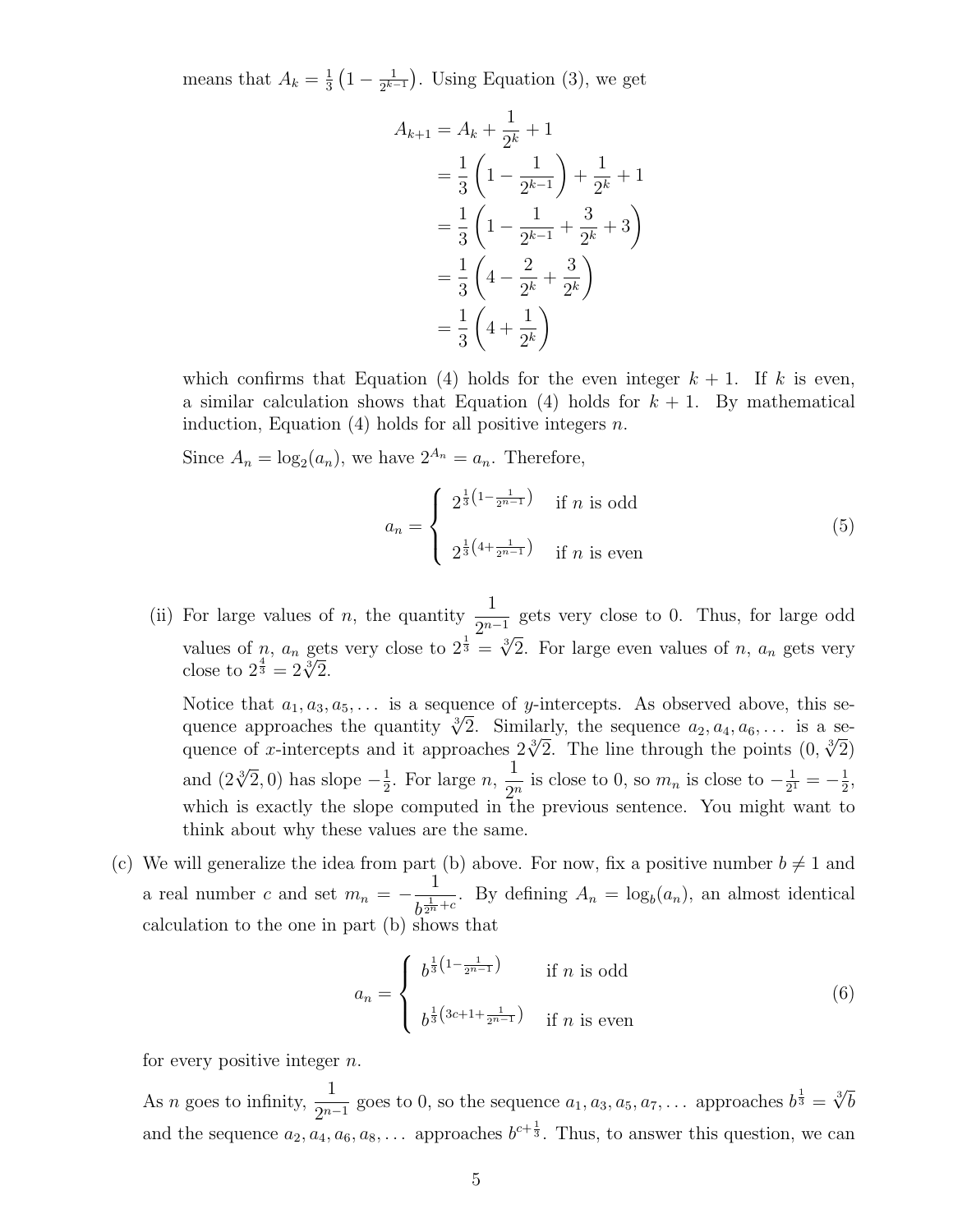means that $A_k = \frac{1}{3}\left(1 - \frac{1}{2^{k-1}}\right)$. Using Equation (3), we get

$$
\begin{aligned}
A_{k+1} &= A_k + \frac{1}{2^k} + 1 \\
&= \frac{1}{3}\left(1 - \frac{1}{2^{k-1}}\right) + \frac{1}{2^k} + 1 \\
&= \frac{1}{3}\left(1 - \frac{1}{2^{k-1}} + \frac{3}{2^k} + 3\right) \\
&= \frac{1}{3}\left(4 - \frac{2}{2^k} + \frac{3}{2^k}\right) \\
&= \frac{1}{3}\left(4 + \frac{1}{2^k}\right)
\end{aligned}
$$

which confirms that Equation (4) holds for the even integer $k+1$. If $k$ is even, a similar calculation shows that Equation (4) holds for $k+1$. By mathematical induction, Equation (4) holds for all positive integers $n$.

Since $A_n = \log_2(a_n)$, we have $2^{A_n} = a_n$. Therefore,

$$
a_n = \begin{cases} 2^{\frac{1}{3}\left(1 - \frac{1}{2^{n-1}}\right)} & \text{if } n \text{ is odd} \\ \\ 2^{\frac{1}{3}\left(4 + \frac{1}{2^{n-1}}\right)} & \text{if } n \text{ is even} \end{cases} \tag{5}
$$

(ii) For large values of $n$, the quantity $\dfrac{1}{2^{n-1}}$ gets very close to 0. Thus, for large odd values of $n$, $a_n$ gets very close to $2^{\frac{1}{3}} = \sqrt[3]{2}$. For large even values of $n$, $a_n$ gets very close to $2^{\frac{4}{3}} = 2\sqrt[3]{2}$.

Notice that $a_1, a_3, a_5, \ldots$ is a sequence of $y$-intercepts. As observed above, this sequence approaches the quantity $\sqrt[3]{2}$. Similarly, the sequence $a_2, a_4, a_6, \ldots$ is a sequence of $x$-intercepts and it approaches $2\sqrt[3]{2}$. The line through the points $(0, \sqrt[3]{2})$ and $(2\sqrt[3]{2}, 0)$ has slope $-\frac{1}{2}$. For large $n$, $\dfrac{1}{2^n}$ is close to 0, so $m_n$ is close to $-\frac{1}{2^1} = -\frac{1}{2}$, which is exactly the slope computed in the previous sentence. You might want to think about why these values are the same.

(c) We will generalize the idea from part (b) above. For now, fix a positive number $b \neq 1$ and a real number $c$ and set $m_n = -\dfrac{1}{b^{\frac{1}{2^n}+c}}$. By defining $A_n = \log_b(a_n)$, an almost identical calculation to the one in part (b) shows that

$$
a_n = \begin{cases} b^{\frac{1}{3}\left(1 - \frac{1}{2^{n-1}}\right)} & \text{if } n \text{ is odd} \\ \\ b^{\frac{1}{3}\left(3c + 1 + \frac{1}{2^{n-1}}\right)} & \text{if } n \text{ is even} \end{cases} \tag{6}
$$

for every positive integer $n$.

As $n$ goes to infinity, $\dfrac{1}{2^{n-1}}$ goes to 0, so the sequence $a_1, a_3, a_5, a_7, \ldots$ approaches $b^{\frac{1}{3}} = \sqrt[3]{b}$ and the sequence $a_2, a_4, a_6, a_8, \ldots$ approaches $b^{c+\frac{1}{3}}$. Thus, to answer this question, we can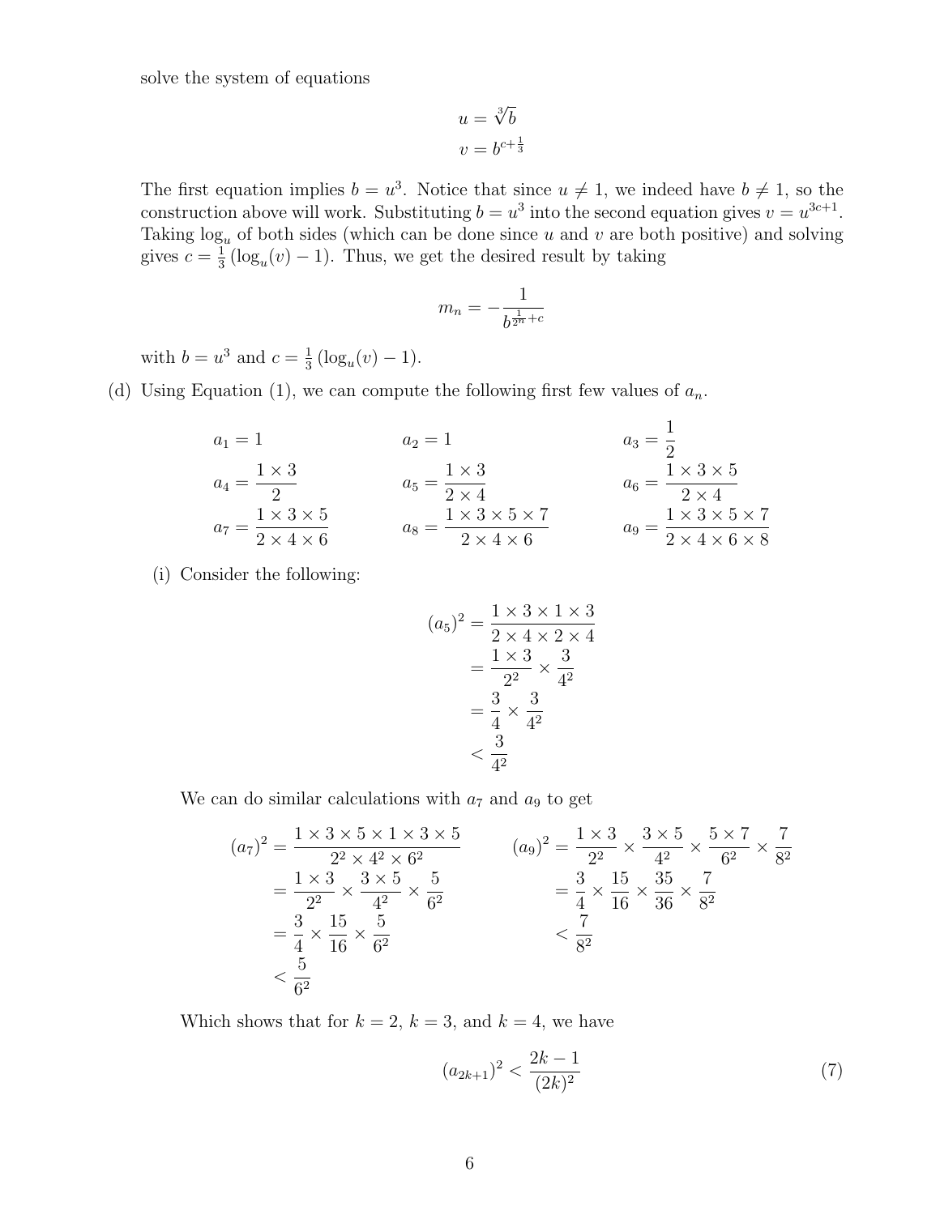solve the system of equations

$$u = \sqrt[3]{b}$$
$$v = b^{c+\frac{1}{3}}$$

The first equation implies $b = u^3$. Notice that since $u \neq 1$, we indeed have $b \neq 1$, so the construction above will work. Substituting $b = u^3$ into the second equation gives $v = u^{3c+1}$. Taking $\log_u$ of both sides (which can be done since $u$ and $v$ are both positive) and solving gives $c = \frac{1}{3}(\log_u(v) - 1)$. Thus, we get the desired result by taking

$$m_n = -\frac{1}{b^{\frac{1}{2^n}+c}}$$

with $b = u^3$ and $c = \frac{1}{3}(\log_u(v) - 1)$.

(d) Using Equation (1), we can compute the following first few values of $a_n$.

$$a_1 = 1 \qquad a_2 = 1 \qquad a_3 = \frac{1}{2}$$
$$a_4 = \frac{1 \times 3}{2} \qquad a_5 = \frac{1 \times 3}{2 \times 4} \qquad a_6 = \frac{1 \times 3 \times 5}{2 \times 4}$$
$$a_7 = \frac{1 \times 3 \times 5}{2 \times 4 \times 6} \qquad a_8 = \frac{1 \times 3 \times 5 \times 7}{2 \times 4 \times 6} \qquad a_9 = \frac{1 \times 3 \times 5 \times 7}{2 \times 4 \times 6 \times 8}$$

(i) Consider the following:

$$\begin{aligned}
(a_5)^2 &= \frac{1 \times 3 \times 1 \times 3}{2 \times 4 \times 2 \times 4} \\
&= \frac{1 \times 3}{2^2} \times \frac{3}{4^2} \\
&= \frac{3}{4} \times \frac{3}{4^2} \\
&< \frac{3}{4^2}
\end{aligned}$$

We can do similar calculations with $a_7$ and $a_9$ to get

$$\begin{aligned}
(a_7)^2 &= \frac{1 \times 3 \times 5 \times 1 \times 3 \times 5}{2^2 \times 4^2 \times 6^2} \\
&= \frac{1 \times 3}{2^2} \times \frac{3 \times 5}{4^2} \times \frac{5}{6^2} \\
&= \frac{3}{4} \times \frac{15}{16} \times \frac{5}{6^2} \\
&< \frac{5}{6^2}
\end{aligned}
\qquad
\begin{aligned}
(a_9)^2 &= \frac{1 \times 3}{2^2} \times \frac{3 \times 5}{4^2} \times \frac{5 \times 7}{6^2} \times \frac{7}{8^2} \\
&= \frac{3}{4} \times \frac{15}{16} \times \frac{35}{36} \times \frac{7}{8^2} \\
&< \frac{7}{8^2}
\end{aligned}$$

Which shows that for $k = 2$, $k = 3$, and $k = 4$, we have

$$(a_{2k+1})^2 < \frac{2k-1}{(2k)^2} \tag{7}$$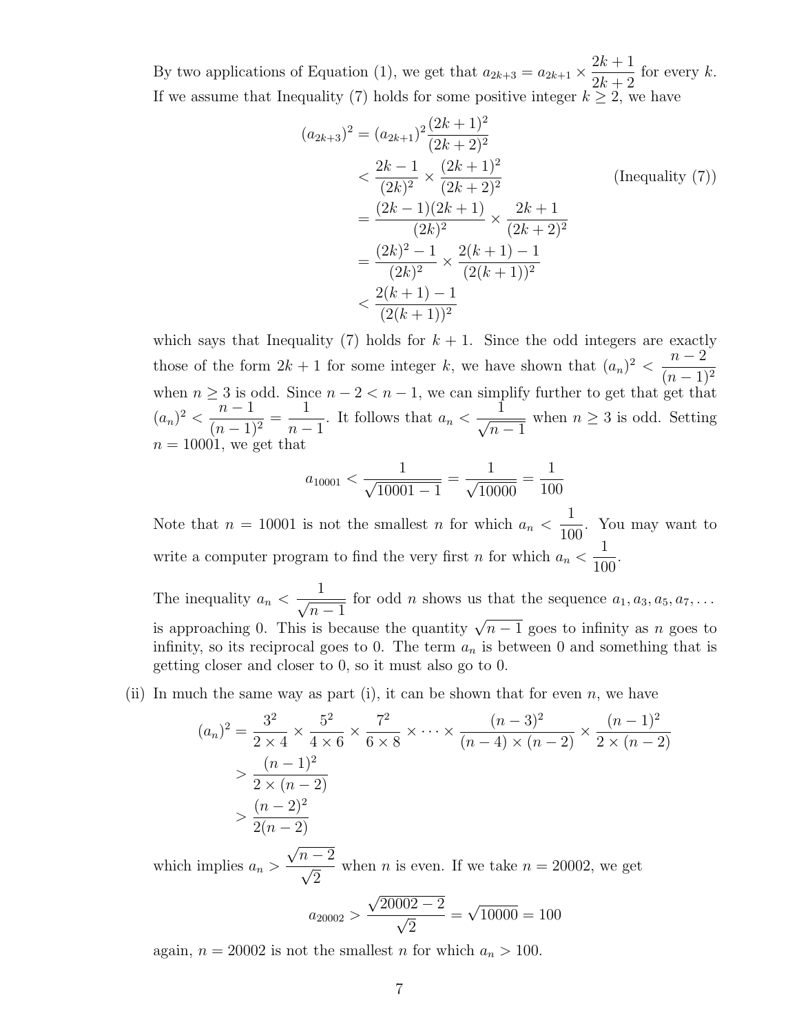By two applications of Equation (1), we get that $a_{2k+3} = a_{2k+1} \times \dfrac{2k+1}{2k+2}$ for every $k$. If we assume that Inequality (7) holds for some positive integer $k \geq 2$, we have

$$
\begin{aligned}
(a_{2k+3})^2 &= (a_{2k+1})^2 \frac{(2k+1)^2}{(2k+2)^2} \\
&< \frac{2k-1}{(2k)^2} \times \frac{(2k+1)^2}{(2k+2)^2} \qquad \text{(Inequality (7))} \\
&= \frac{(2k-1)(2k+1)}{(2k)^2} \times \frac{2k+1}{(2k+2)^2} \\
&= \frac{(2k)^2 - 1}{(2k)^2} \times \frac{2(k+1)-1}{(2(k+1))^2} \\
&< \frac{2(k+1)-1}{(2(k+1))^2}
\end{aligned}
$$

which says that Inequality (7) holds for $k+1$. Since the odd integers are exactly those of the form $2k+1$ for some integer $k$, we have shown that $(a_n)^2 < \dfrac{n-2}{(n-1)^2}$ when $n \geq 3$ is odd. Since $n-2 < n-1$, we can simplify further to get that get that $(a_n)^2 < \dfrac{n-1}{(n-1)^2} = \dfrac{1}{n-1}$. It follows that $a_n < \dfrac{1}{\sqrt{n-1}}$ when $n \geq 3$ is odd. Setting $n = 10001$, we get that

$$a_{10001} < \frac{1}{\sqrt{10001-1}} = \frac{1}{\sqrt{10000}} = \frac{1}{100}$$

Note that $n = 10001$ is not the smallest $n$ for which $a_n < \dfrac{1}{100}$. You may want to write a computer program to find the very first $n$ for which $a_n < \dfrac{1}{100}$.

The inequality $a_n < \dfrac{1}{\sqrt{n-1}}$ for odd $n$ shows us that the sequence $a_1, a_3, a_5, a_7, \ldots$ is approaching 0. This is because the quantity $\sqrt{n-1}$ goes to infinity as $n$ goes to infinity, so its reciprocal goes to 0. The term $a_n$ is between 0 and something that is getting closer and closer to 0, so it must also go to 0.

(ii) In much the same way as part (i), it can be shown that for even $n$, we have

$$
\begin{aligned}
(a_n)^2 &= \frac{3^2}{2 \times 4} \times \frac{5^2}{4 \times 6} \times \frac{7^2}{6 \times 8} \times \cdots \times \frac{(n-3)^2}{(n-4) \times (n-2)} \times \frac{(n-1)^2}{2 \times (n-2)} \\
&> \frac{(n-1)^2}{2 \times (n-2)} \\
&> \frac{(n-2)^2}{2(n-2)}
\end{aligned}
$$

which implies $a_n > \dfrac{\sqrt{n-2}}{\sqrt{2}}$ when $n$ is even. If we take $n = 20002$, we get

$$a_{20002} > \frac{\sqrt{20002-2}}{\sqrt{2}} = \sqrt{10000} = 100$$

again, $n = 20002$ is not the smallest $n$ for which $a_n > 100$.